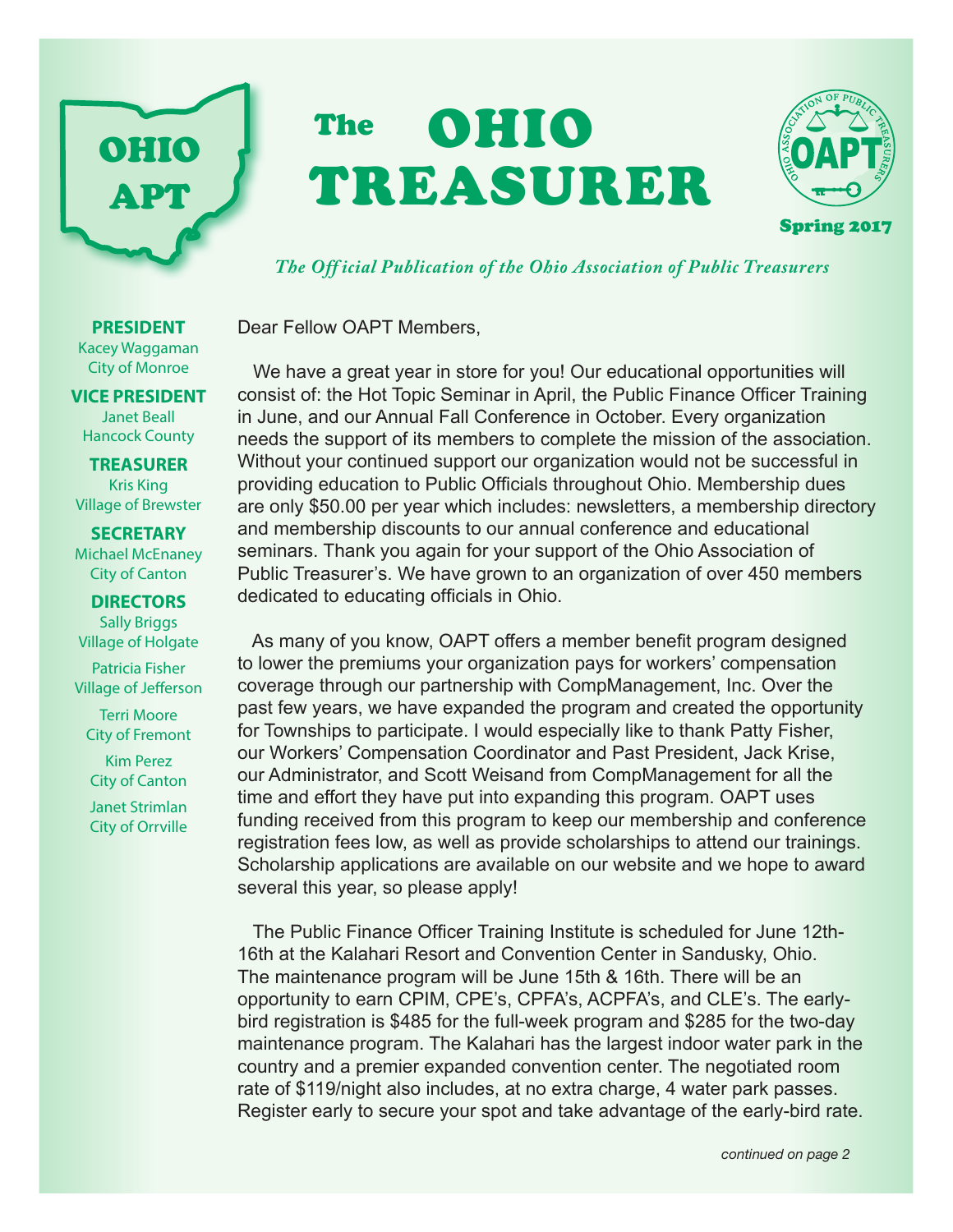# The OHIO TREASURER

Spring 2017

*The Official Publication of the Ohio Association of Public Treasurers*

**PRESIDENT**
Kacey Waggaman
City of Monroe

**VICE PRESIDENT**
Janet Beall
Hancock County

**TREASURER**
Kris King
Village of Brewster

**SECRETARY**
Michael McEnaney
City of Canton

**DIRECTORS**
Sally Briggs
Village of Holgate

Patricia Fisher
Village of Jefferson

Terri Moore
City of Fremont

Kim Perez
City of Canton

Janet Strimlan
City of Orrville

Dear Fellow OAPT Members,

We have a great year in store for you! Our educational opportunities will consist of: the Hot Topic Seminar in April, the Public Finance Officer Training in June, and our Annual Fall Conference in October. Every organization needs the support of its members to complete the mission of the association. Without your continued support our organization would not be successful in providing education to Public Officials throughout Ohio. Membership dues are only $50.00 per year which includes: newsletters, a membership directory and membership discounts to our annual conference and educational seminars. Thank you again for your support of the Ohio Association of Public Treasurer's. We have grown to an organization of over 450 members dedicated to educating officials in Ohio.

As many of you know, OAPT offers a member benefit program designed to lower the premiums your organization pays for workers' compensation coverage through our partnership with CompManagement, Inc. Over the past few years, we have expanded the program and created the opportunity for Townships to participate. I would especially like to thank Patty Fisher, our Workers' Compensation Coordinator and Past President, Jack Krise, our Administrator, and Scott Weisand from CompManagement for all the time and effort they have put into expanding this program. OAPT uses funding received from this program to keep our membership and conference registration fees low, as well as provide scholarships to attend our trainings. Scholarship applications are available on our website and we hope to award several this year, so please apply!

The Public Finance Officer Training Institute is scheduled for June 12th-16th at the Kalahari Resort and Convention Center in Sandusky, Ohio. The maintenance program will be June 15th & 16th. There will be an opportunity to earn CPIM, CPE's, CPFA's, ACPFA's, and CLE's. The early-bird registration is $485 for the full-week program and $285 for the two-day maintenance program. The Kalahari has the largest indoor water park in the country and a premier expanded convention center. The negotiated room rate of $119/night also includes, at no extra charge, 4 water park passes. Register early to secure your spot and take advantage of the early-bird rate.

*continued on page 2*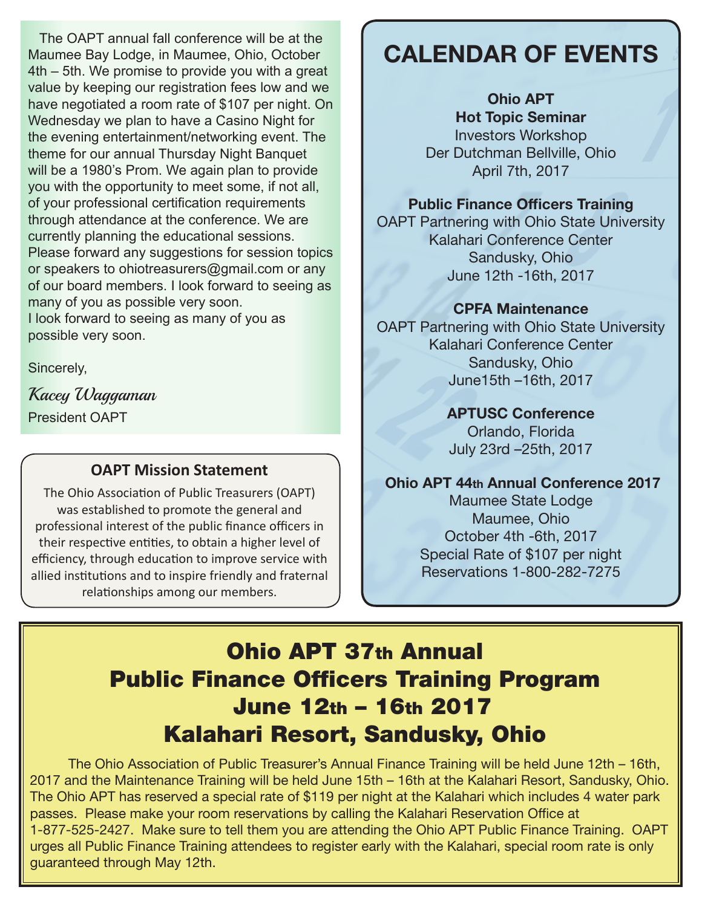The OAPT annual fall conference will be at the Maumee Bay Lodge, in Maumee, Ohio, October 4th – 5th. We promise to provide you with a great value by keeping our registration fees low and we have negotiated a room rate of $107 per night. On Wednesday we plan to have a Casino Night for the evening entertainment/networking event. The theme for our annual Thursday Night Banquet will be a 1980's Prom. We again plan to provide you with the opportunity to meet some, if not all, of your professional certification requirements through attendance at the conference. We are currently planning the educational sessions. Please forward any suggestions for session topics or speakers to ohiotreasurers@gmail.com or any of our board members. I look forward to seeing as many of you as possible very soon.
I look forward to seeing as many of you as possible very soon.

Sincerely,

*Kacey Waggaman*

President OAPT

### OAPT Mission Statement

The Ohio Association of Public Treasurers (OAPT) was established to promote the general and professional interest of the public finance officers in their respective entities, to obtain a higher level of efficiency, through education to improve service with allied institutions and to inspire friendly and fraternal relationships among our members.

## CALENDAR OF EVENTS

**Ohio APT**
**Hot Topic Seminar**
Investors Workshop
Der Dutchman Bellville, Ohio
April 7th, 2017

**Public Finance Officers Training**
OAPT Partnering with Ohio State University
Kalahari Conference Center
Sandusky, Ohio
June 12th -16th, 2017

**CPFA Maintenance**
OAPT Partnering with Ohio State University
Kalahari Conference Center
Sandusky, Ohio
June15th –16th, 2017

**APTUSC Conference**
Orlando, Florida
July 23rd –25th, 2017

**Ohio APT 44th Annual Conference 2017**
Maumee State Lodge
Maumee, Ohio
October 4th -6th, 2017
Special Rate of $107 per night
Reservations 1-800-282-7275

## Ohio APT 37th Annual Public Finance Officers Training Program June 12th – 16th 2017 Kalahari Resort, Sandusky, Ohio

The Ohio Association of Public Treasurer's Annual Finance Training will be held June 12th – 16th, 2017 and the Maintenance Training will be held June 15th – 16th at the Kalahari Resort, Sandusky, Ohio. The Ohio APT has reserved a special rate of $119 per night at the Kalahari which includes 4 water park passes. Please make your room reservations by calling the Kalahari Reservation Office at 1-877-525-2427. Make sure to tell them you are attending the Ohio APT Public Finance Training. OAPT urges all Public Finance Training attendees to register early with the Kalahari, special room rate is only guaranteed through May 12th.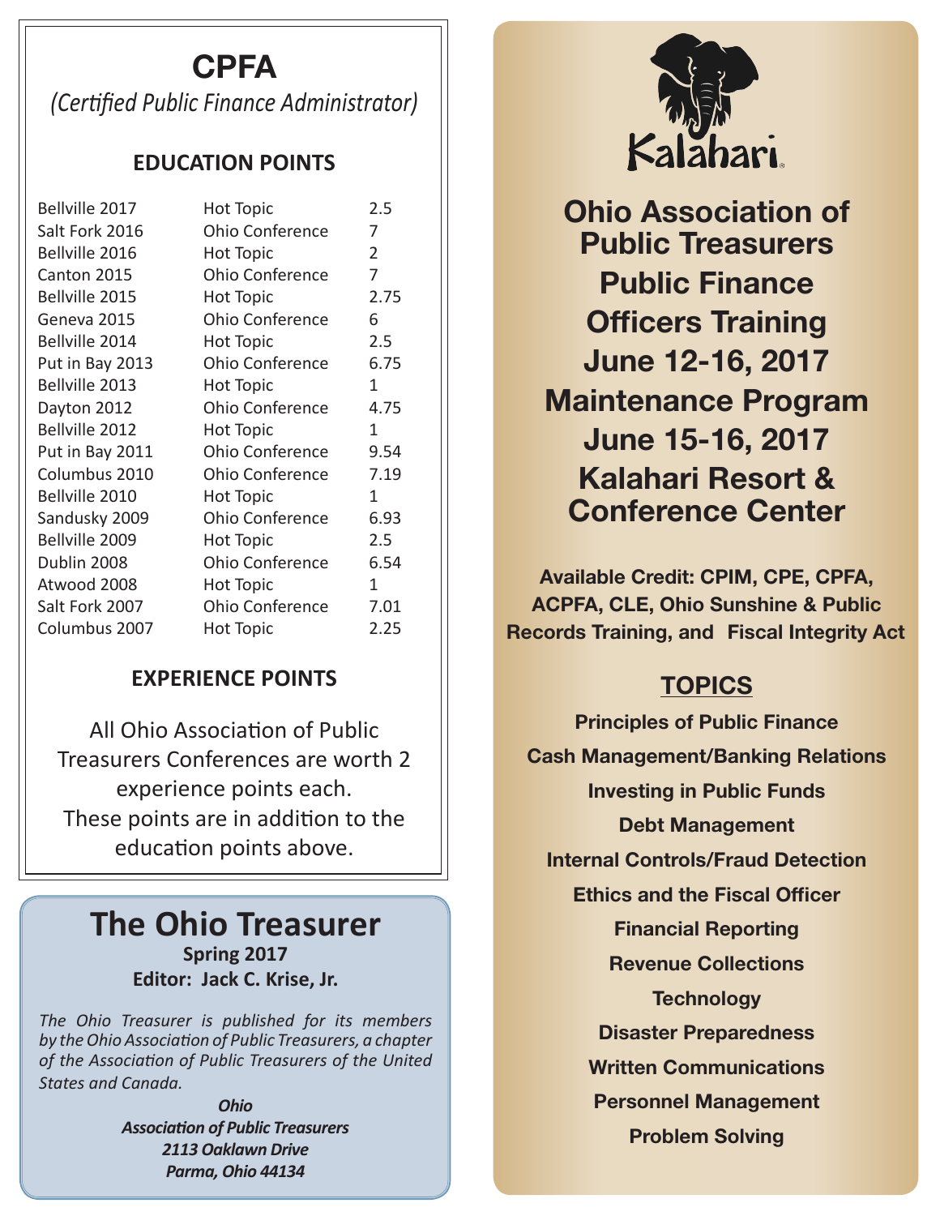# CPFA

*(Certified Public Finance Administrator)*

## EDUCATION POINTS

| | | |
|---|---|---|
| Bellville 2017 | Hot Topic | 2.5 |
| Salt Fork 2016 | Ohio Conference | 7 |
| Bellville 2016 | Hot Topic | 2 |
| Canton 2015 | Ohio Conference | 7 |
| Bellville 2015 | Hot Topic | 2.75 |
| Geneva 2015 | Ohio Conference | 6 |
| Bellville 2014 | Hot Topic | 2.5 |
| Put in Bay 2013 | Ohio Conference | 6.75 |
| Bellville 2013 | Hot Topic | 1 |
| Dayton 2012 | Ohio Conference | 4.75 |
| Bellville 2012 | Hot Topic | 1 |
| Put in Bay 2011 | Ohio Conference | 9.54 |
| Columbus 2010 | Ohio Conference | 7.19 |
| Bellville 2010 | Hot Topic | 1 |
| Sandusky 2009 | Ohio Conference | 6.93 |
| Bellville 2009 | Hot Topic | 2.5 |
| Dublin 2008 | Ohio Conference | 6.54 |
| Atwood 2008 | Hot Topic | 1 |
| Salt Fork 2007 | Ohio Conference | 7.01 |
| Columbus 2007 | Hot Topic | 2.25 |

## EXPERIENCE POINTS

All Ohio Association of Public Treasurers Conferences are worth 2 experience points each. These points are in addition to the education points above.

# The Ohio Treasurer

**Spring 2017**
**Editor: Jack C. Krise, Jr.**

*The Ohio Treasurer is published for its members by the Ohio Association of Public Treasurers, a chapter of the Association of Public Treasurers of the United States and Canada.*

***Ohio***
***Association of Public Treasurers***
***2113 Oaklawn Drive***
***Parma, Ohio 44134***

Kalahari

## Ohio Association of Public Treasurers Public Finance Officers Training June 12-16, 2017 Maintenance Program June 15-16, 2017 Kalahari Resort & Conference Center

**Available Credit: CPIM, CPE, CPFA, ACPFA, CLE, Ohio Sunshine & Public Records Training, and Fiscal Integrity Act**

## TOPICS

**Principles of Public Finance**
**Cash Management/Banking Relations**
**Investing in Public Funds**
**Debt Management**
**Internal Controls/Fraud Detection**
**Ethics and the Fiscal Officer**
**Financial Reporting**
**Revenue Collections**
**Technology**
**Disaster Preparedness**
**Written Communications**
**Personnel Management**
**Problem Solving**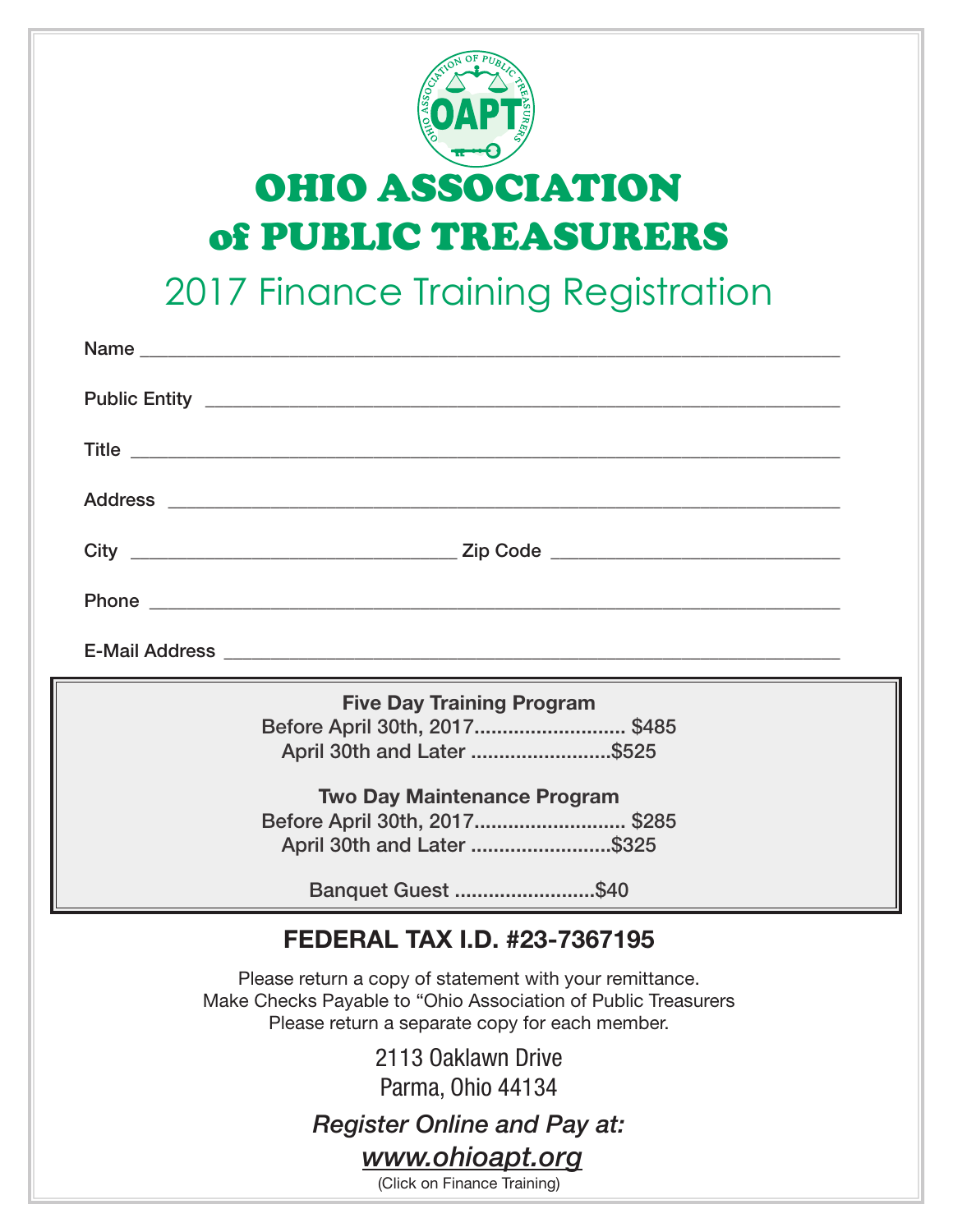OAPT

OHIO ASSOCIATION OF PUBLIC TREASURERS

# OHIO ASSOCIATION of PUBLIC TREASURERS

## 2017 Finance Training Registration

Name ______________________________________________

Public Entity ______________________________________________

Title ______________________________________________

Address ______________________________________________

City ______________________ Zip Code ______________________

Phone ______________________________________________

E-Mail Address ______________________________________________

**Five Day Training Program**

Before April 30th, 2017.......................... $485

April 30th and Later ........................$525

**Two Day Maintenance Program**

Before April 30th, 2017.......................... $285

April 30th and Later ........................$325

Banquet Guest ........................$40

**FEDERAL TAX I.D. #23-7367195**

Please return a copy of statement with your remittance.
Make Checks Payable to "Ohio Association of Public Treasurers
Please return a separate copy for each member.

2113 Oaklawn Drive
Parma, Ohio 44134

***Register Online and Pay at:***

***www.ohioapt.org***

(Click on Finance Training)